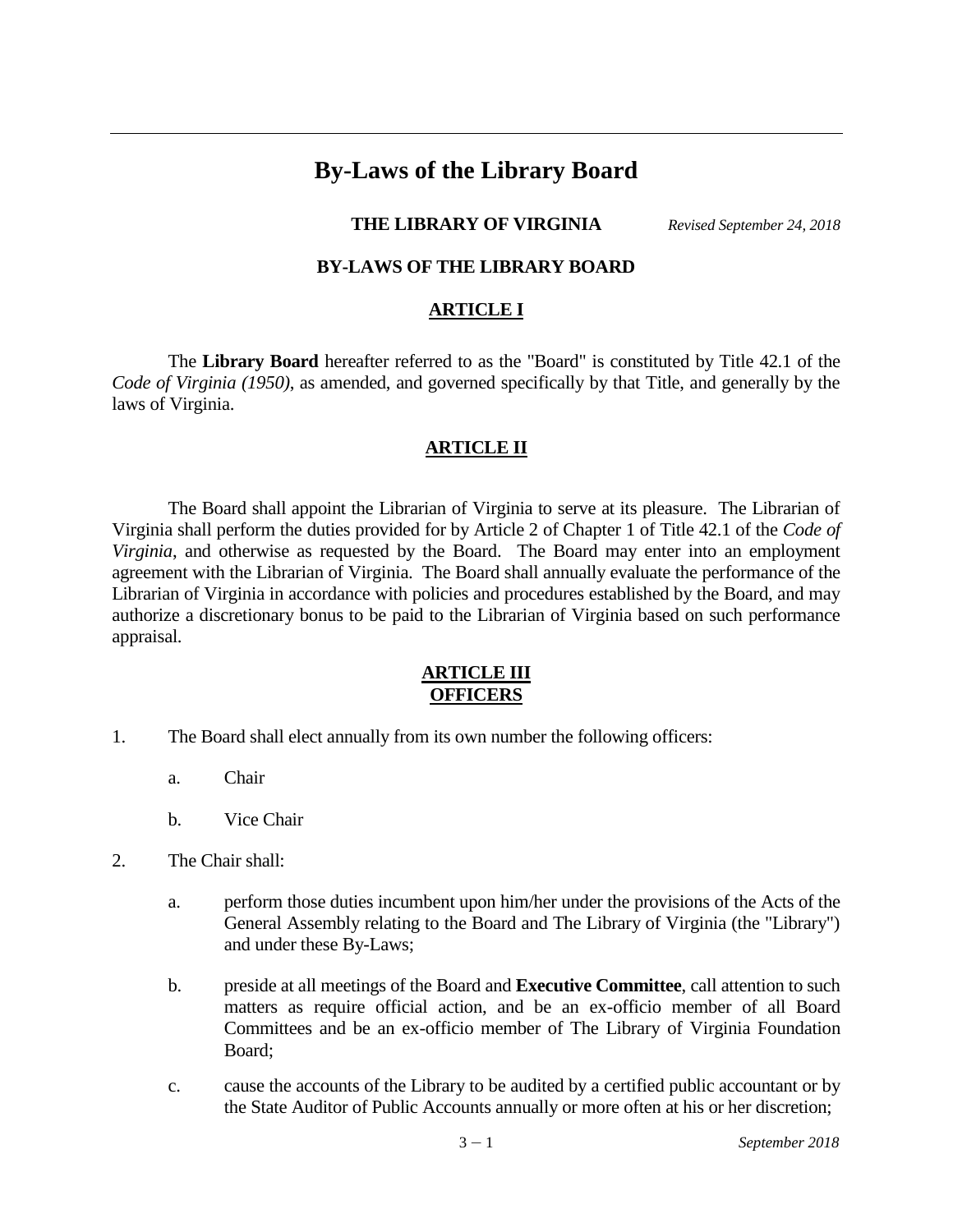# By-Laws of the Library Board

**THE LIBRARY OF VIRGINIA** *Revised September 24, 2018*

**BY-LAWS OF THE LIBRARY BOARD**

## ARTICLE I

The **Library Board** hereafter referred to as the "Board" is constituted by Title 42.1 of the *Code of Virginia (1950)*, as amended, and governed specifically by that Title, and generally by the laws of Virginia.

## ARTICLE II

The Board shall appoint the Librarian of Virginia to serve at its pleasure. The Librarian of Virginia shall perform the duties provided for by Article 2 of Chapter 1 of Title 42.1 of the *Code of Virginia*, and otherwise as requested by the Board. The Board may enter into an employment agreement with the Librarian of Virginia. The Board shall annually evaluate the performance of the Librarian of Virginia in accordance with policies and procedures established by the Board, and may authorize a discretionary bonus to be paid to the Librarian of Virginia based on such performance appraisal.

## ARTICLE III
## OFFICERS

1. The Board shall elect annually from its own number the following officers:

   a. Chair

   b. Vice Chair

2. The Chair shall:

   a. perform those duties incumbent upon him/her under the provisions of the Acts of the General Assembly relating to the Board and The Library of Virginia (the "Library") and under these By-Laws;

   b. preside at all meetings of the Board and **Executive Committee**, call attention to such matters as require official action, and be an ex-officio member of all Board Committees and be an ex-officio member of The Library of Virginia Foundation Board;

   c. cause the accounts of the Library to be audited by a certified public accountant or by the State Auditor of Public Accounts annually or more often at his or her discretion;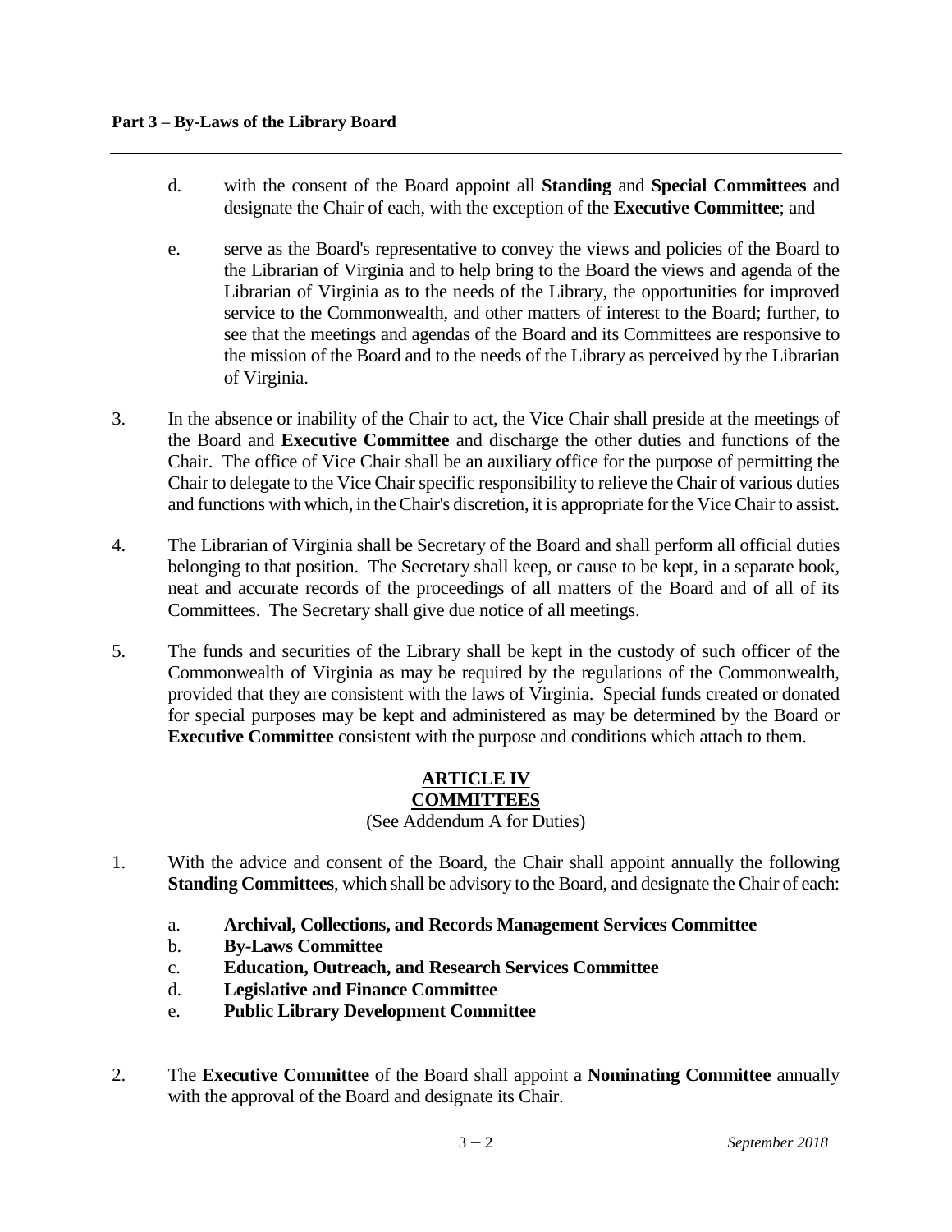d. with the consent of the Board appoint all **Standing** and **Special Committees** and designate the Chair of each, with the exception of the **Executive Committee**; and

e. serve as the Board's representative to convey the views and policies of the Board to the Librarian of Virginia and to help bring to the Board the views and agenda of the Librarian of Virginia as to the needs of the Library, the opportunities for improved service to the Commonwealth, and other matters of interest to the Board; further, to see that the meetings and agendas of the Board and its Committees are responsive to the mission of the Board and to the needs of the Library as perceived by the Librarian of Virginia.

3. In the absence or inability of the Chair to act, the Vice Chair shall preside at the meetings of the Board and **Executive Committee** and discharge the other duties and functions of the Chair. The office of Vice Chair shall be an auxiliary office for the purpose of permitting the Chair to delegate to the Vice Chair specific responsibility to relieve the Chair of various duties and functions with which, in the Chair's discretion, it is appropriate for the Vice Chair to assist.

4. The Librarian of Virginia shall be Secretary of the Board and shall perform all official duties belonging to that position. The Secretary shall keep, or cause to be kept, in a separate book, neat and accurate records of the proceedings of all matters of the Board and of all of its Committees. The Secretary shall give due notice of all meetings.

5. The funds and securities of the Library shall be kept in the custody of such officer of the Commonwealth of Virginia as may be required by the regulations of the Commonwealth, provided that they are consistent with the laws of Virginia. Special funds created or donated for special purposes may be kept and administered as may be determined by the Board or **Executive Committee** consistent with the purpose and conditions which attach to them.

## ARTICLE IV
## COMMITTEES

(See Addendum A for Duties)

1. With the advice and consent of the Board, the Chair shall appoint annually the following **Standing Committees**, which shall be advisory to the Board, and designate the Chair of each:

   a. **Archival, Collections, and Records Management Services Committee**
   b. **By-Laws Committee**
   c. **Education, Outreach, and Research Services Committee**
   d. **Legislative and Finance Committee**
   e. **Public Library Development Committee**

2. The **Executive Committee** of the Board shall appoint a **Nominating Committee** annually with the approval of the Board and designate its Chair.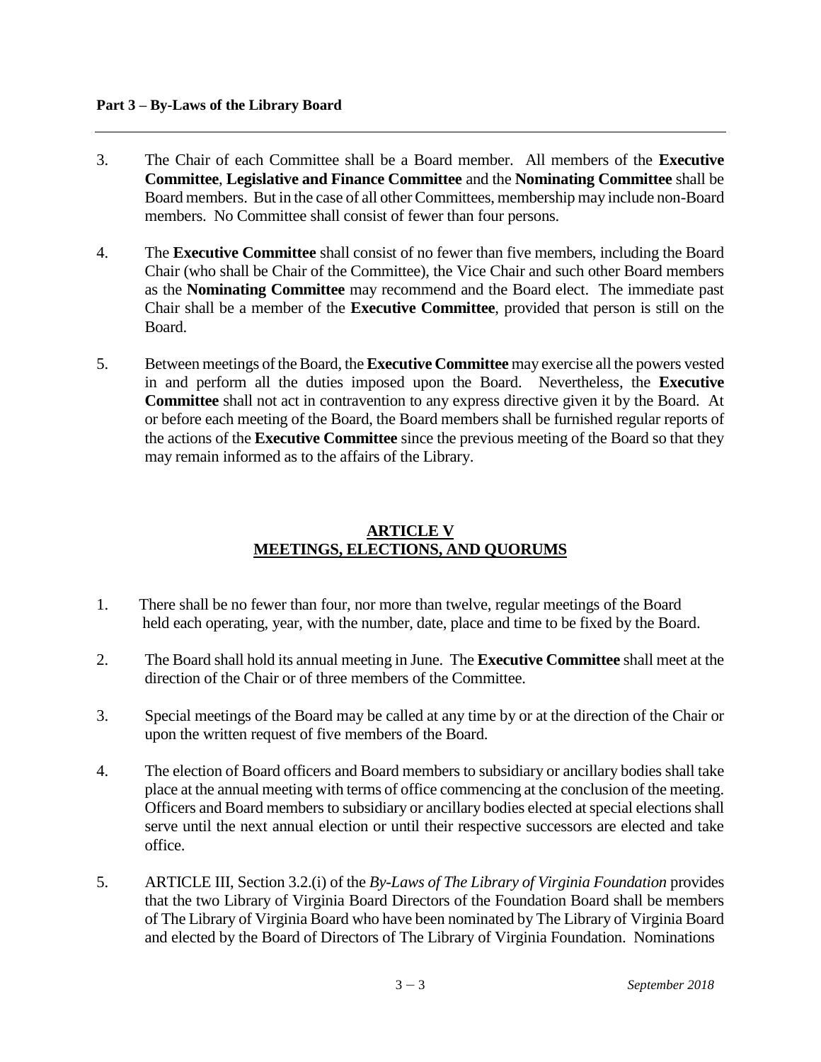3. The Chair of each Committee shall be a Board member. All members of the **Executive Committee**, **Legislative and Finance Committee** and the **Nominating Committee** shall be Board members. But in the case of all other Committees, membership may include non-Board members. No Committee shall consist of fewer than four persons.

4. The **Executive Committee** shall consist of no fewer than five members, including the Board Chair (who shall be Chair of the Committee), the Vice Chair and such other Board members as the **Nominating Committee** may recommend and the Board elect. The immediate past Chair shall be a member of the **Executive Committee**, provided that person is still on the Board.

5. Between meetings of the Board, the **Executive Committee** may exercise all the powers vested in and perform all the duties imposed upon the Board. Nevertheless, the **Executive Committee** shall not act in contravention to any express directive given it by the Board. At or before each meeting of the Board, the Board members shall be furnished regular reports of the actions of the **Executive Committee** since the previous meeting of the Board so that they may remain informed as to the affairs of the Library.

## ARTICLE V
## MEETINGS, ELECTIONS, AND QUORUMS

1. There shall be no fewer than four, nor more than twelve, regular meetings of the Board held each operating, year, with the number, date, place and time to be fixed by the Board.

2. The Board shall hold its annual meeting in June. The **Executive Committee** shall meet at the direction of the Chair or of three members of the Committee.

3. Special meetings of the Board may be called at any time by or at the direction of the Chair or upon the written request of five members of the Board.

4. The election of Board officers and Board members to subsidiary or ancillary bodies shall take place at the annual meeting with terms of office commencing at the conclusion of the meeting. Officers and Board members to subsidiary or ancillary bodies elected at special elections shall serve until the next annual election or until their respective successors are elected and take office.

5. ARTICLE III, Section 3.2.(i) of the *By-Laws of The Library of Virginia Foundation* provides that the two Library of Virginia Board Directors of the Foundation Board shall be members of The Library of Virginia Board who have been nominated by The Library of Virginia Board and elected by the Board of Directors of The Library of Virginia Foundation. Nominations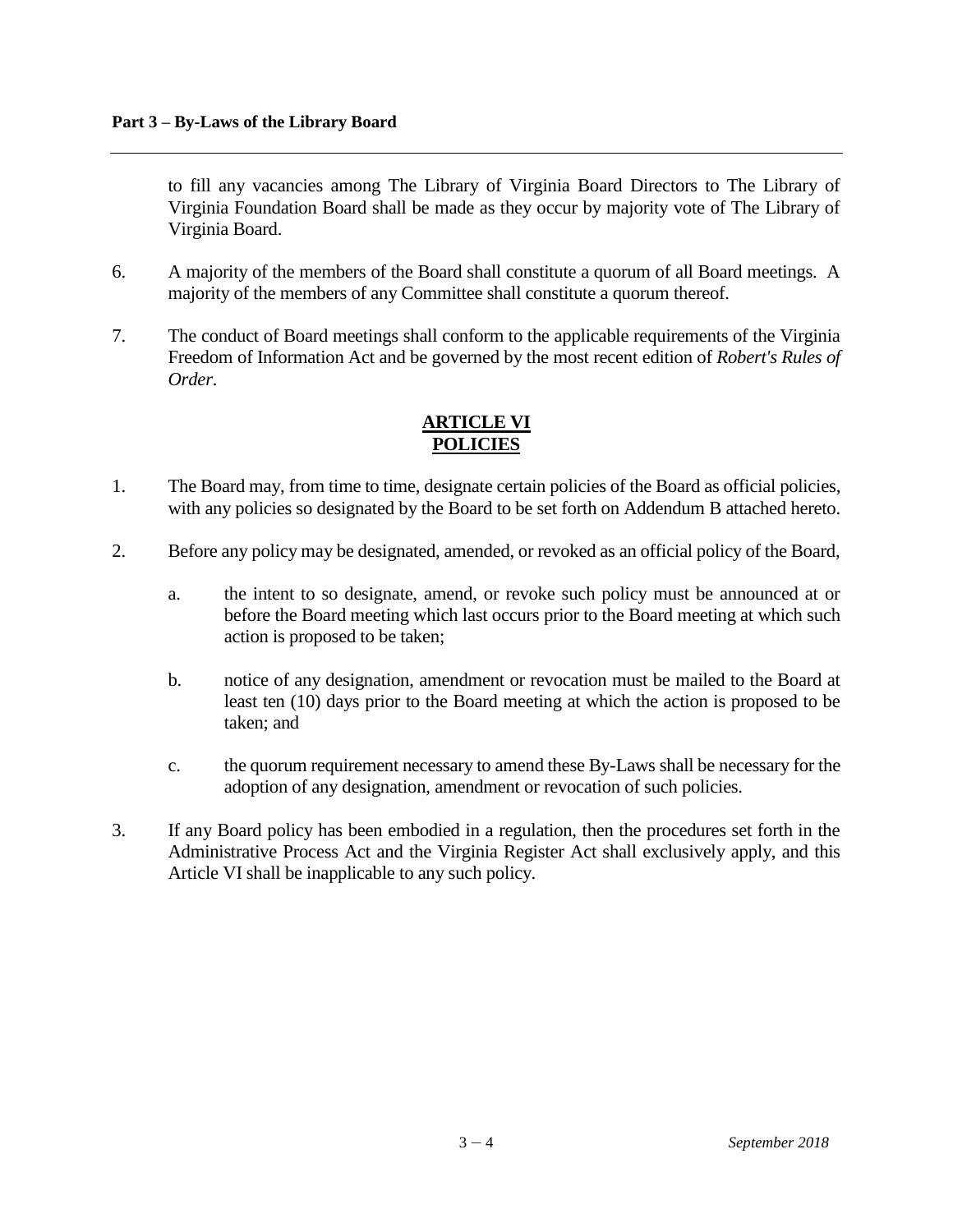to fill any vacancies among The Library of Virginia Board Directors to The Library of Virginia Foundation Board shall be made as they occur by majority vote of The Library of Virginia Board.

6. A majority of the members of the Board shall constitute a quorum of all Board meetings. A majority of the members of any Committee shall constitute a quorum thereof.

7. The conduct of Board meetings shall conform to the applicable requirements of the Virginia Freedom of Information Act and be governed by the most recent edition of *Robert's Rules of Order*.

## ARTICLE VI
## POLICIES

1. The Board may, from time to time, designate certain policies of the Board as official policies, with any policies so designated by the Board to be set forth on Addendum B attached hereto.

2. Before any policy may be designated, amended, or revoked as an official policy of the Board,

   a. the intent to so designate, amend, or revoke such policy must be announced at or before the Board meeting which last occurs prior to the Board meeting at which such action is proposed to be taken;

   b. notice of any designation, amendment or revocation must be mailed to the Board at least ten (10) days prior to the Board meeting at which the action is proposed to be taken; and

   c. the quorum requirement necessary to amend these By-Laws shall be necessary for the adoption of any designation, amendment or revocation of such policies.

3. If any Board policy has been embodied in a regulation, then the procedures set forth in the Administrative Process Act and the Virginia Register Act shall exclusively apply, and this Article VI shall be inapplicable to any such policy.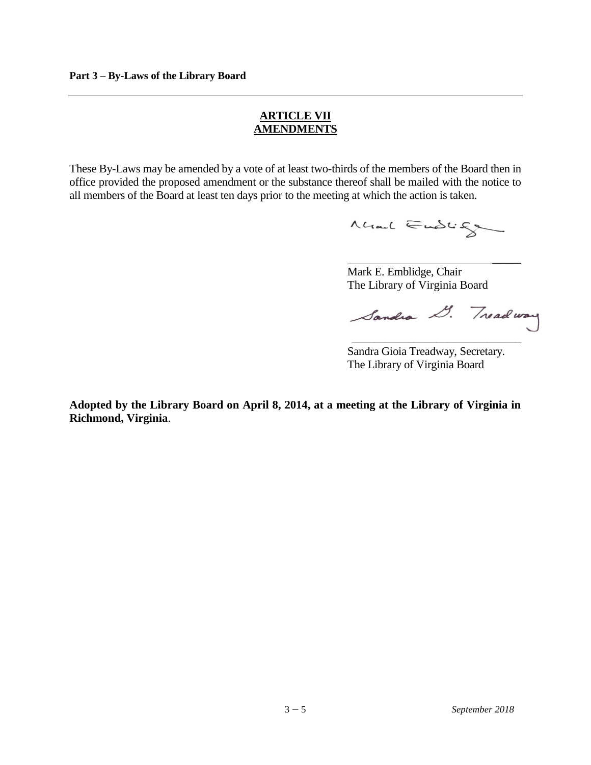## ARTICLE VII
## AMENDMENTS

These By-Laws may be amended by a vote of at least two-thirds of the members of the Board then in office provided the proposed amendment or the substance thereof shall be mailed with the notice to all members of the Board at least ten days prior to the meeting at which the action is taken.

Mark E. Emblidge, Chair
The Library of Virginia Board

Sandra Gioia Treadway, Secretary.
The Library of Virginia Board

**Adopted by the Library Board on April 8, 2014, at a meeting at the Library of Virginia in Richmond, Virginia**.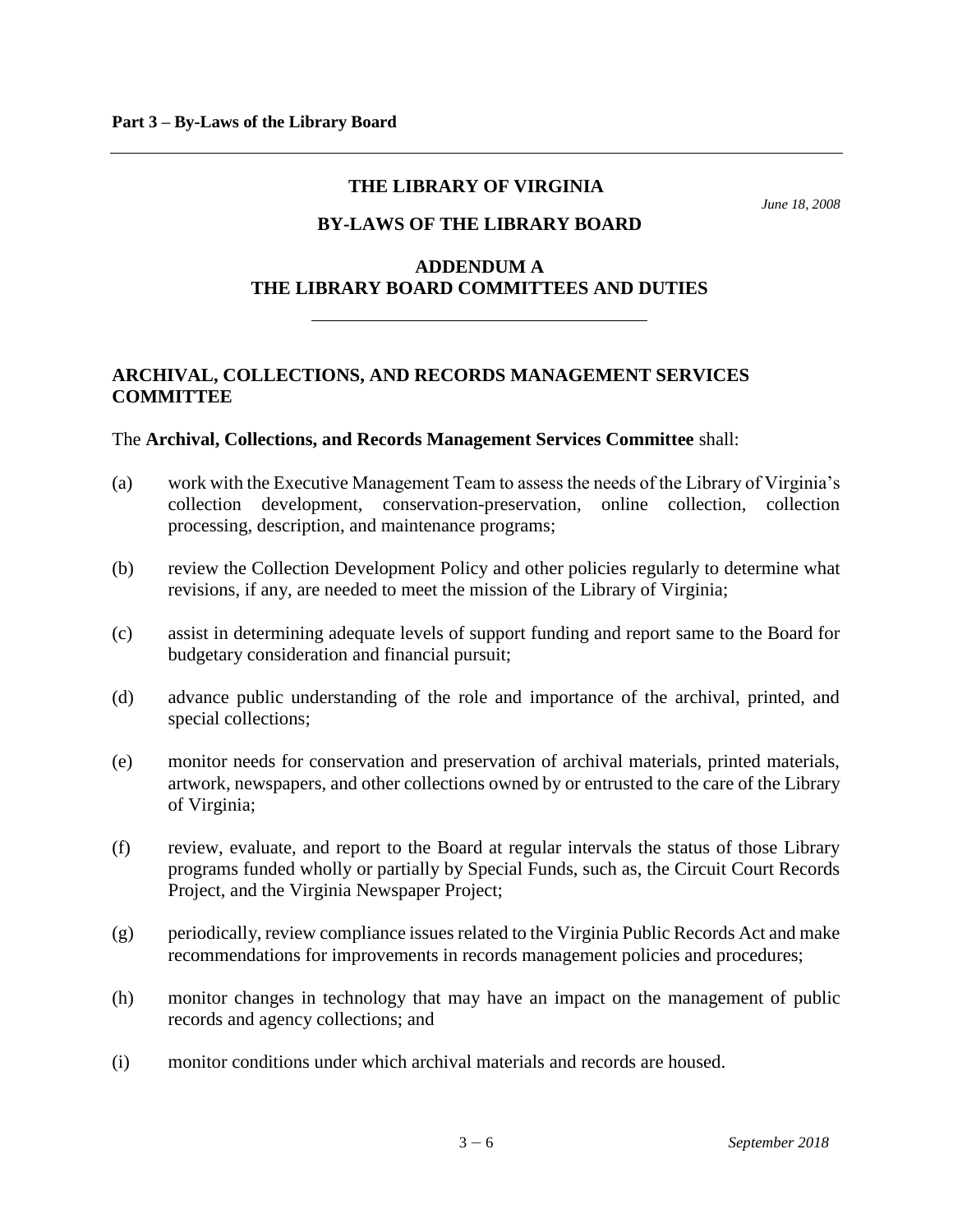**Part 3 – By-Laws of the Library Board**

## THE LIBRARY OF VIRGINIA

*June 18, 2008*

## BY-LAWS OF THE LIBRARY BOARD

## ADDENDUM A
## THE LIBRARY BOARD COMMITTEES AND DUTIES

### ARCHIVAL, COLLECTIONS, AND RECORDS MANAGEMENT SERVICES COMMITTEE

The **Archival, Collections, and Records Management Services Committee** shall:

(a) work with the Executive Management Team to assess the needs of the Library of Virginia's collection development, conservation-preservation, online collection, collection processing, description, and maintenance programs;

(b) review the Collection Development Policy and other policies regularly to determine what revisions, if any, are needed to meet the mission of the Library of Virginia;

(c) assist in determining adequate levels of support funding and report same to the Board for budgetary consideration and financial pursuit;

(d) advance public understanding of the role and importance of the archival, printed, and special collections;

(e) monitor needs for conservation and preservation of archival materials, printed materials, artwork, newspapers, and other collections owned by or entrusted to the care of the Library of Virginia;

(f) review, evaluate, and report to the Board at regular intervals the status of those Library programs funded wholly or partially by Special Funds, such as, the Circuit Court Records Project, and the Virginia Newspaper Project;

(g) periodically, review compliance issues related to the Virginia Public Records Act and make recommendations for improvements in records management policies and procedures;

(h) monitor changes in technology that may have an impact on the management of public records and agency collections; and

(i) monitor conditions under which archival materials and records are housed.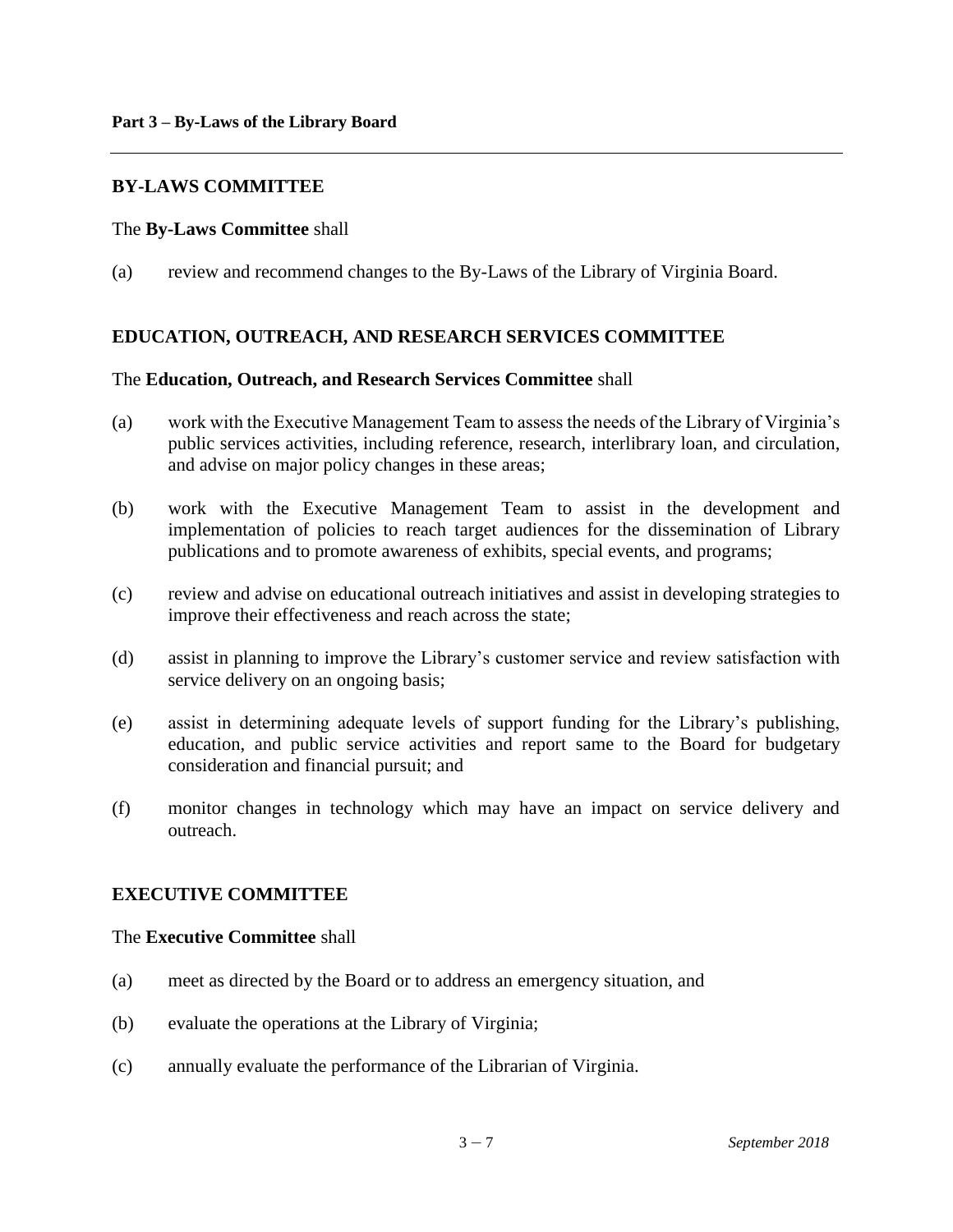## BY-LAWS COMMITTEE

The **By-Laws Committee** shall

(a) review and recommend changes to the By-Laws of the Library of Virginia Board.

## EDUCATION, OUTREACH, AND RESEARCH SERVICES COMMITTEE

The **Education, Outreach, and Research Services Committee** shall

(a) work with the Executive Management Team to assess the needs of the Library of Virginia's public services activities, including reference, research, interlibrary loan, and circulation, and advise on major policy changes in these areas;

(b) work with the Executive Management Team to assist in the development and implementation of policies to reach target audiences for the dissemination of Library publications and to promote awareness of exhibits, special events, and programs;

(c) review and advise on educational outreach initiatives and assist in developing strategies to improve their effectiveness and reach across the state;

(d) assist in planning to improve the Library's customer service and review satisfaction with service delivery on an ongoing basis;

(e) assist in determining adequate levels of support funding for the Library's publishing, education, and public service activities and report same to the Board for budgetary consideration and financial pursuit; and

(f) monitor changes in technology which may have an impact on service delivery and outreach.

## EXECUTIVE COMMITTEE

The **Executive Committee** shall

(a) meet as directed by the Board or to address an emergency situation, and

(b) evaluate the operations at the Library of Virginia;

(c) annually evaluate the performance of the Librarian of Virginia.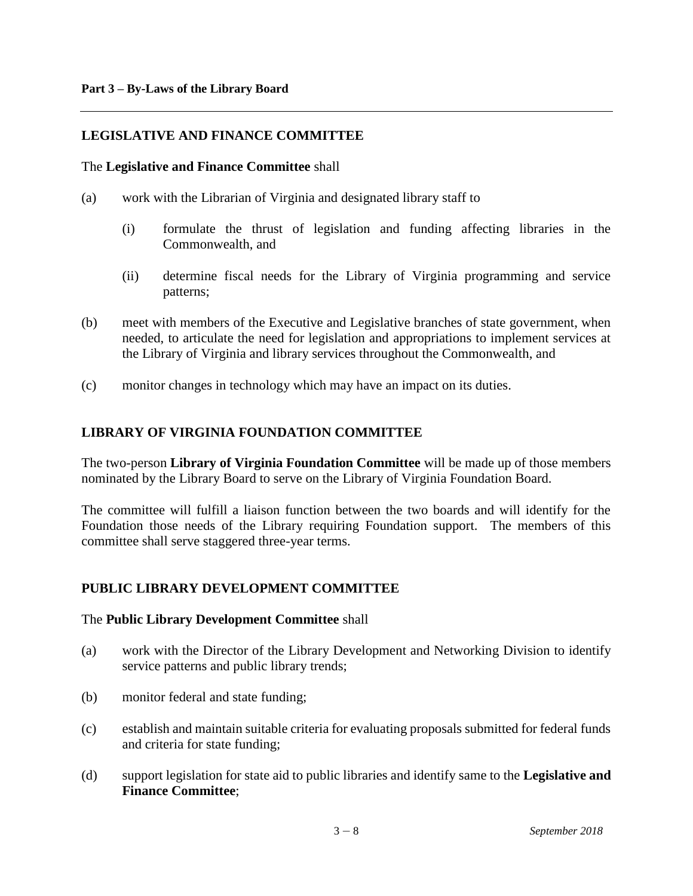## LEGISLATIVE AND FINANCE COMMITTEE

The **Legislative and Finance Committee** shall

(a) work with the Librarian of Virginia and designated library staff to

 (i) formulate the thrust of legislation and funding affecting libraries in the Commonwealth, and

 (ii) determine fiscal needs for the Library of Virginia programming and service patterns;

(b) meet with members of the Executive and Legislative branches of state government, when needed, to articulate the need for legislation and appropriations to implement services at the Library of Virginia and library services throughout the Commonwealth, and

(c) monitor changes in technology which may have an impact on its duties.

## LIBRARY OF VIRGINIA FOUNDATION COMMITTEE

The two-person **Library of Virginia Foundation Committee** will be made up of those members nominated by the Library Board to serve on the Library of Virginia Foundation Board.

The committee will fulfill a liaison function between the two boards and will identify for the Foundation those needs of the Library requiring Foundation support. The members of this committee shall serve staggered three-year terms.

## PUBLIC LIBRARY DEVELOPMENT COMMITTEE

The **Public Library Development Committee** shall

(a) work with the Director of the Library Development and Networking Division to identify service patterns and public library trends;

(b) monitor federal and state funding;

(c) establish and maintain suitable criteria for evaluating proposals submitted for federal funds and criteria for state funding;

(d) support legislation for state aid to public libraries and identify same to the **Legislative and Finance Committee**;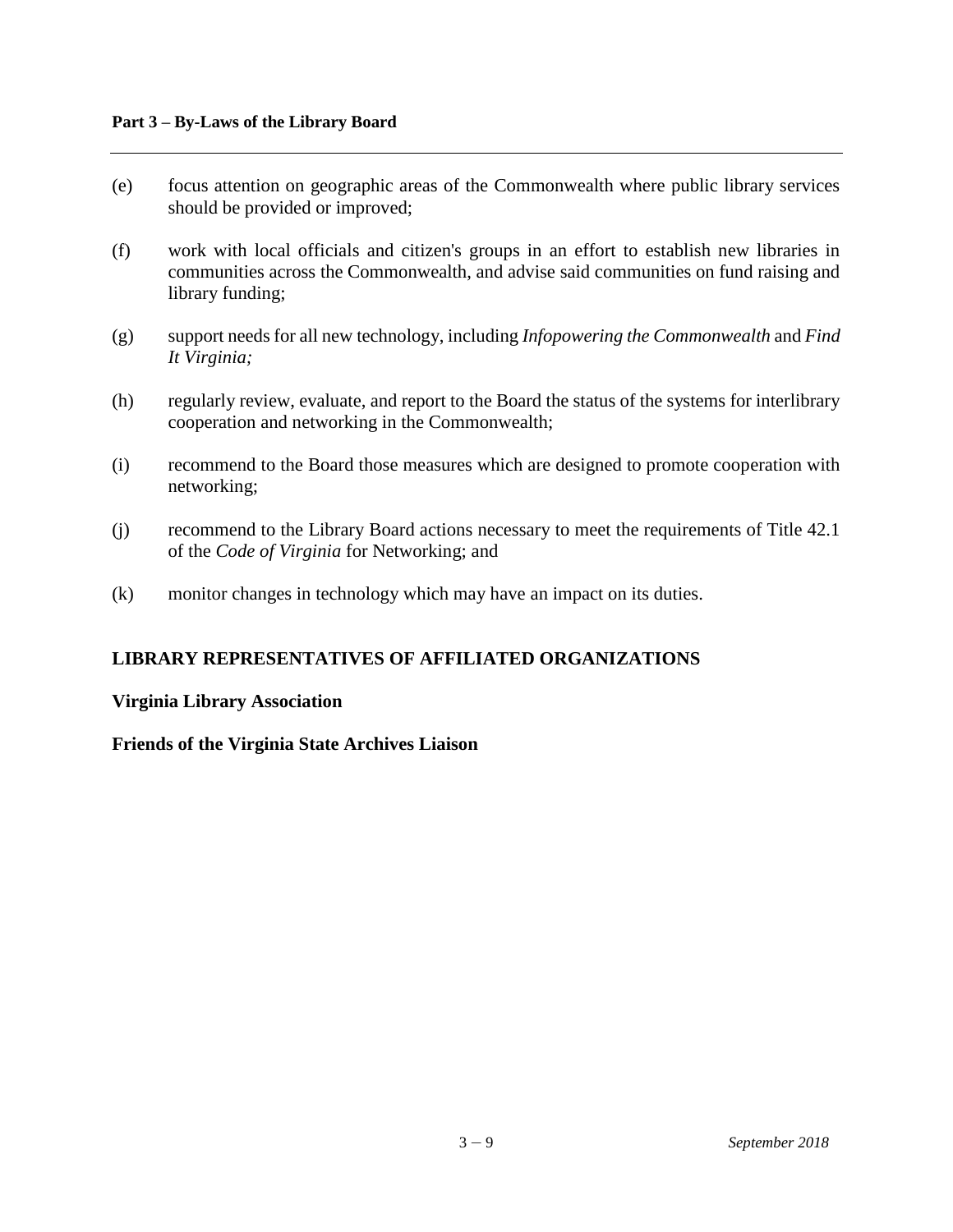(e) focus attention on geographic areas of the Commonwealth where public library services should be provided or improved;

(f) work with local officials and citizen's groups in an effort to establish new libraries in communities across the Commonwealth, and advise said communities on fund raising and library funding;

(g) support needs for all new technology, including *Infopowering the Commonwealth* and *Find It Virginia;*

(h) regularly review, evaluate, and report to the Board the status of the systems for interlibrary cooperation and networking in the Commonwealth;

(i) recommend to the Board those measures which are designed to promote cooperation with networking;

(j) recommend to the Library Board actions necessary to meet the requirements of Title 42.1 of the *Code of Virginia* for Networking; and

(k) monitor changes in technology which may have an impact on its duties.

## LIBRARY REPRESENTATIVES OF AFFILIATED ORGANIZATIONS

### Virginia Library Association

### Friends of the Virginia State Archives Liaison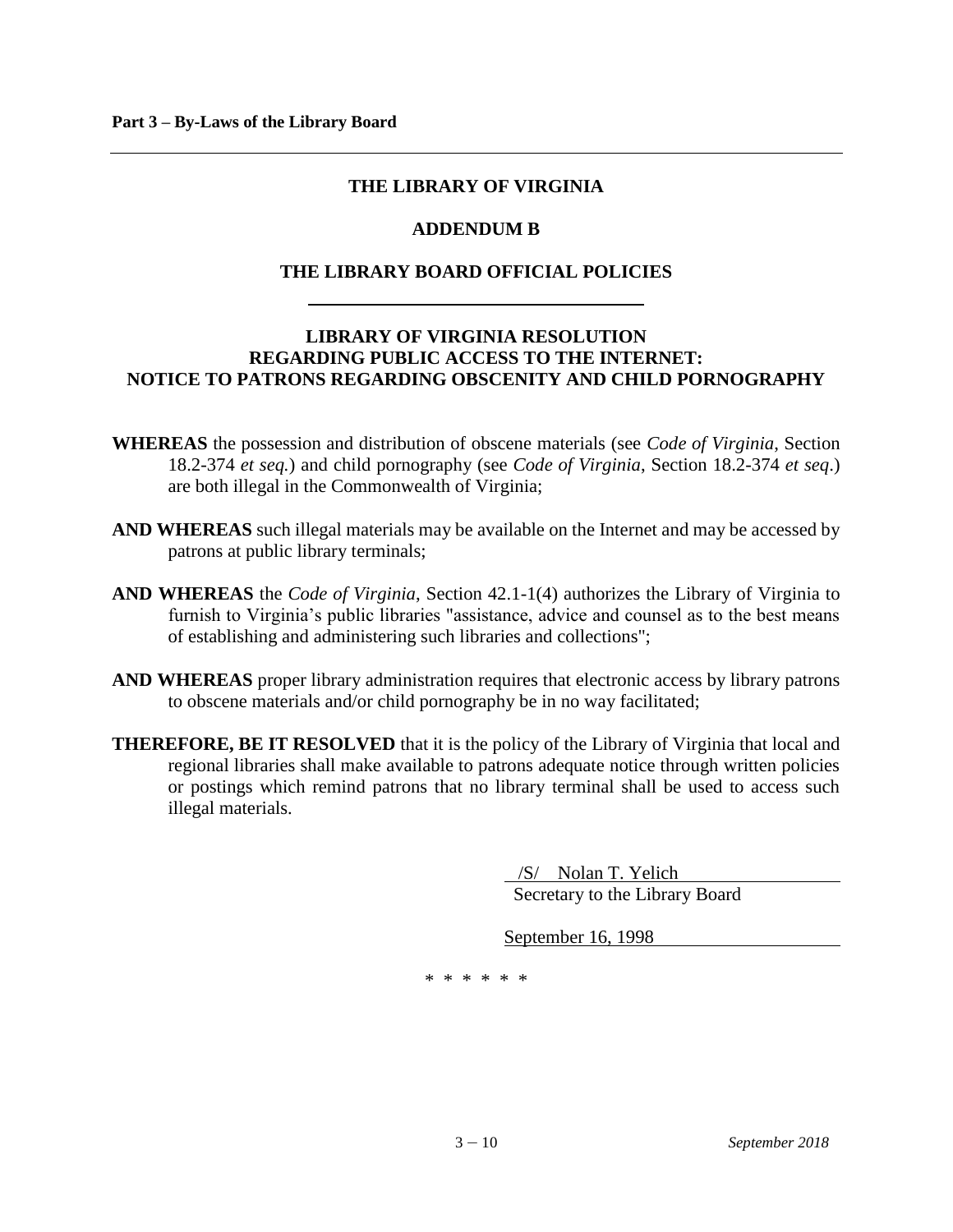# THE LIBRARY OF VIRGINIA

## ADDENDUM B

## THE LIBRARY BOARD OFFICIAL POLICIES

### LIBRARY OF VIRGINIA RESOLUTION REGARDING PUBLIC ACCESS TO THE INTERNET: NOTICE TO PATRONS REGARDING OBSCENITY AND CHILD PORNOGRAPHY

**WHEREAS** the possession and distribution of obscene materials (see *Code of Virginia*, Section 18.2-374 *et seq.*) and child pornography (see *Code of Virginia*, Section 18.2-374 *et seq*.) are both illegal in the Commonwealth of Virginia;

**AND WHEREAS** such illegal materials may be available on the Internet and may be accessed by patrons at public library terminals;

**AND WHEREAS** the *Code of Virginia*, Section 42.1-1(4) authorizes the Library of Virginia to furnish to Virginia's public libraries "assistance, advice and counsel as to the best means of establishing and administering such libraries and collections";

**AND WHEREAS** proper library administration requires that electronic access by library patrons to obscene materials and/or child pornography be in no way facilitated;

**THEREFORE, BE IT RESOLVED** that it is the policy of the Library of Virginia that local and regional libraries shall make available to patrons adequate notice through written policies or postings which remind patrons that no library terminal shall be used to access such illegal materials.

/S/ Nolan T. Yelich
Secretary to the Library Board

September 16, 1998

\* \* \* \* \* \*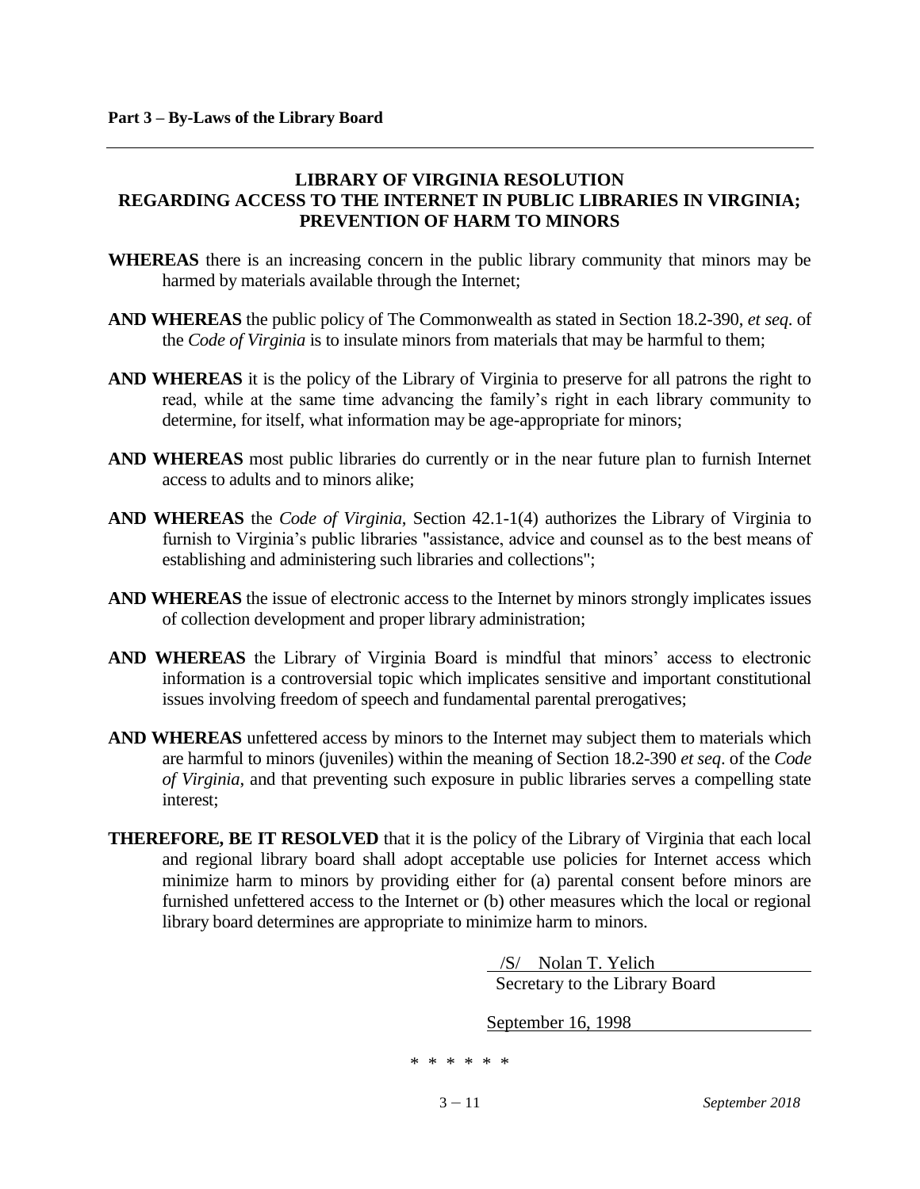**LIBRARY OF VIRGINIA RESOLUTION**
**REGARDING ACCESS TO THE INTERNET IN PUBLIC LIBRARIES IN VIRGINIA; PREVENTION OF HARM TO MINORS**

**WHEREAS** there is an increasing concern in the public library community that minors may be harmed by materials available through the Internet;

**AND WHEREAS** the public policy of The Commonwealth as stated in Section 18.2-390, *et seq*. of the *Code of Virginia* is to insulate minors from materials that may be harmful to them;

**AND WHEREAS** it is the policy of the Library of Virginia to preserve for all patrons the right to read, while at the same time advancing the family's right in each library community to determine, for itself, what information may be age-appropriate for minors;

**AND WHEREAS** most public libraries do currently or in the near future plan to furnish Internet access to adults and to minors alike;

**AND WHEREAS** the *Code of Virginia*, Section 42.1-1(4) authorizes the Library of Virginia to furnish to Virginia's public libraries "assistance, advice and counsel as to the best means of establishing and administering such libraries and collections";

**AND WHEREAS** the issue of electronic access to the Internet by minors strongly implicates issues of collection development and proper library administration;

**AND WHEREAS** the Library of Virginia Board is mindful that minors' access to electronic information is a controversial topic which implicates sensitive and important constitutional issues involving freedom of speech and fundamental parental prerogatives;

**AND WHEREAS** unfettered access by minors to the Internet may subject them to materials which are harmful to minors (juveniles) within the meaning of Section 18.2-390 *et seq*. of the *Code of Virginia*, and that preventing such exposure in public libraries serves a compelling state interest;

**THEREFORE, BE IT RESOLVED** that it is the policy of the Library of Virginia that each local and regional library board shall adopt acceptable use policies for Internet access which minimize harm to minors by providing either for (a) parental consent before minors are furnished unfettered access to the Internet or (b) other measures which the local or regional library board determines are appropriate to minimize harm to minors.

/S/ Nolan T. Yelich
Secretary to the Library Board

September 16, 1998

\* \* \* \* \* \*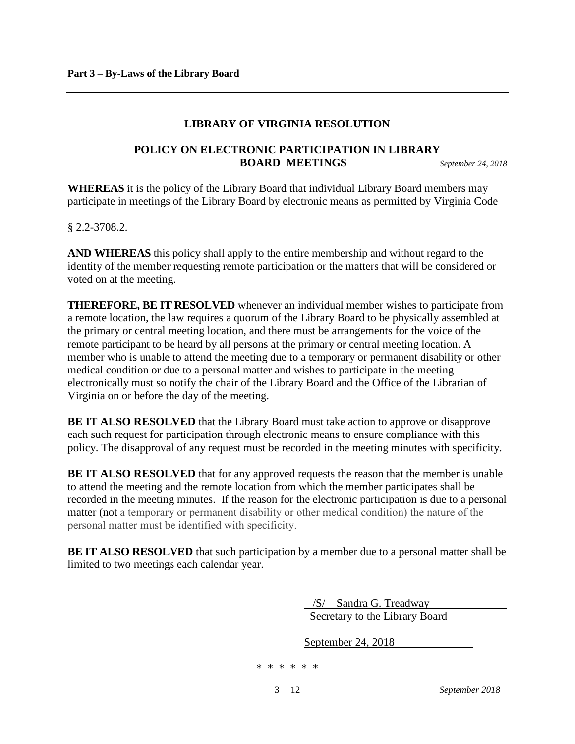## LIBRARY OF VIRGINIA RESOLUTION

### POLICY ON ELECTRONIC PARTICIPATION IN LIBRARY BOARD MEETINGS

*September 24, 2018*

**WHEREAS** it is the policy of the Library Board that individual Library Board members may participate in meetings of the Library Board by electronic means as permitted by Virginia Code § 2.2-3708.2.

**AND WHEREAS** this policy shall apply to the entire membership and without regard to the identity of the member requesting remote participation or the matters that will be considered or voted on at the meeting.

**THEREFORE, BE IT RESOLVED** whenever an individual member wishes to participate from a remote location, the law requires a quorum of the Library Board to be physically assembled at the primary or central meeting location, and there must be arrangements for the voice of the remote participant to be heard by all persons at the primary or central meeting location. A member who is unable to attend the meeting due to a temporary or permanent disability or other medical condition or due to a personal matter and wishes to participate in the meeting electronically must so notify the chair of the Library Board and the Office of the Librarian of Virginia on or before the day of the meeting.

**BE IT ALSO RESOLVED** that the Library Board must take action to approve or disapprove each such request for participation through electronic means to ensure compliance with this policy. The disapproval of any request must be recorded in the meeting minutes with specificity.

**BE IT ALSO RESOLVED** that for any approved requests the reason that the member is unable to attend the meeting and the remote location from which the member participates shall be recorded in the meeting minutes. If the reason for the electronic participation is due to a personal matter (not a temporary or permanent disability or other medical condition) the nature of the personal matter must be identified with specificity.

**BE IT ALSO RESOLVED** that such participation by a member due to a personal matter shall be limited to two meetings each calendar year.

/S/ Sandra G. Treadway
Secretary to the Library Board

September 24, 2018

\* \* \* \* \* \*